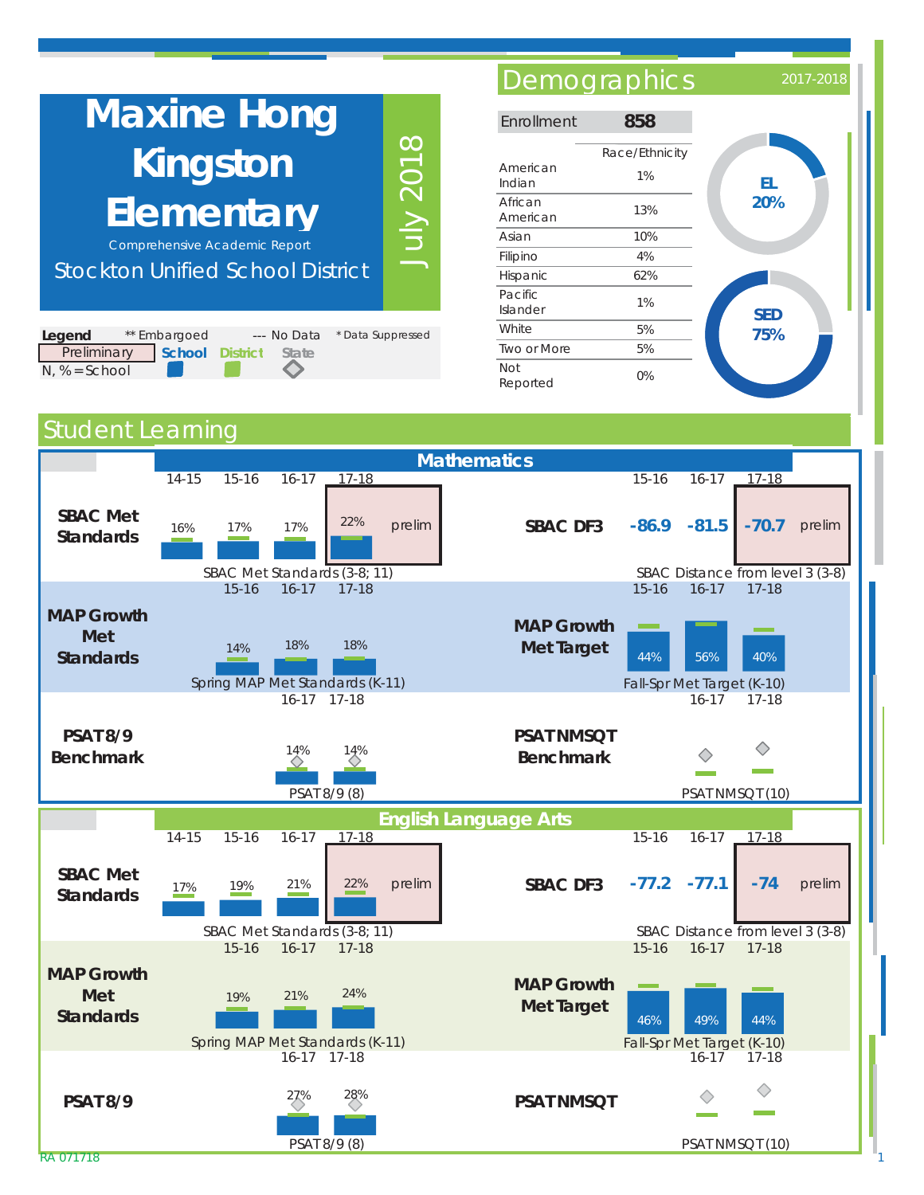# Maxine Hong Kingston Elementary

Comprehensive Academic Report

Stockton Unified School District

July 2018

**Legend** ** Embargoed --- No Data * Data Suppressed

Preliminary | **School** | **District** | **State**

N, % = School

## Demographics

2017-2018

| Enrollment | 858 |
|---|---|
| | Race/Ethnicity |
| American Indian | 1% |
| African American | 13% |
| Asian | 10% |
| Filipino | 4% |
| Hispanic | 62% |
| Pacific Islander | 1% |
| White | 5% |
| Two or More | 5% |
| Not Reported | 0% |

**EL 20%**

**SED 75%**

## Student Learning

### Mathematics

**SBAC Met Standards** — SBAC Met Standards (3-8; 11)

| 14-15 | 15-16 | 16-17 | 17-18 |
|---|---|---|---|
| 16% | 17% | 17% | 22% prelim |

**SBAC DF3** — SBAC Distance from level 3 (3-8)

| 15-16 | 16-17 | 17-18 |
|---|---|---|
| -86.9 | -81.5 | -70.7 prelim |

**MAP Growth Met Standards** — Spring MAP Met Standards (K-11)

| 15-16 | 16-17 | 17-18 |
|---|---|---|
| 14% | 18% | 18% |

**MAP Growth Met Target** — Fall-Spr Met Target (K-10)

| 15-16 | 16-17 | 17-18 |
|---|---|---|
| 44% | 56% | 40% |

**PSAT 8/9 Benchmark** — PSAT 8/9 (8)

| 16-17 | 17-18 |
|---|---|
| 14% | 14% |

**PSAT NMSQT Benchmark** — PSAT NMSQT (10)

| 16-17 | 17-18 |
|---|---|
| | |

### English Language Arts

**SBAC Met Standards** — SBAC Met Standards (3-8; 11)

| 14-15 | 15-16 | 16-17 | 17-18 |
|---|---|---|---|
| 17% | 19% | 21% | 22% prelim |

**SBAC DF3** — SBAC Distance from level 3 (3-8)

| 15-16 | 16-17 | 17-18 |
|---|---|---|
| -77.2 | -77.1 | -74 prelim |

**MAP Growth Met Standards** — Spring MAP Met Standards (K-11)

| 15-16 | 16-17 | 17-18 |
|---|---|---|
| 19% | 21% | 24% |

**MAP Growth Met Target** — Fall-Spr Met Target (K-10)

| 15-16 | 16-17 | 17-18 |
|---|---|---|
| 46% | 49% | 44% |

**PSAT 8/9** — PSAT 8/9 (8)

| 16-17 | 17-18 |
|---|---|
| 27% | 28% |

**PSAT NMSQT** — PSAT NMSQT (10)

| 16-17 | 17-18 |
|---|---|
| | |

RA 071718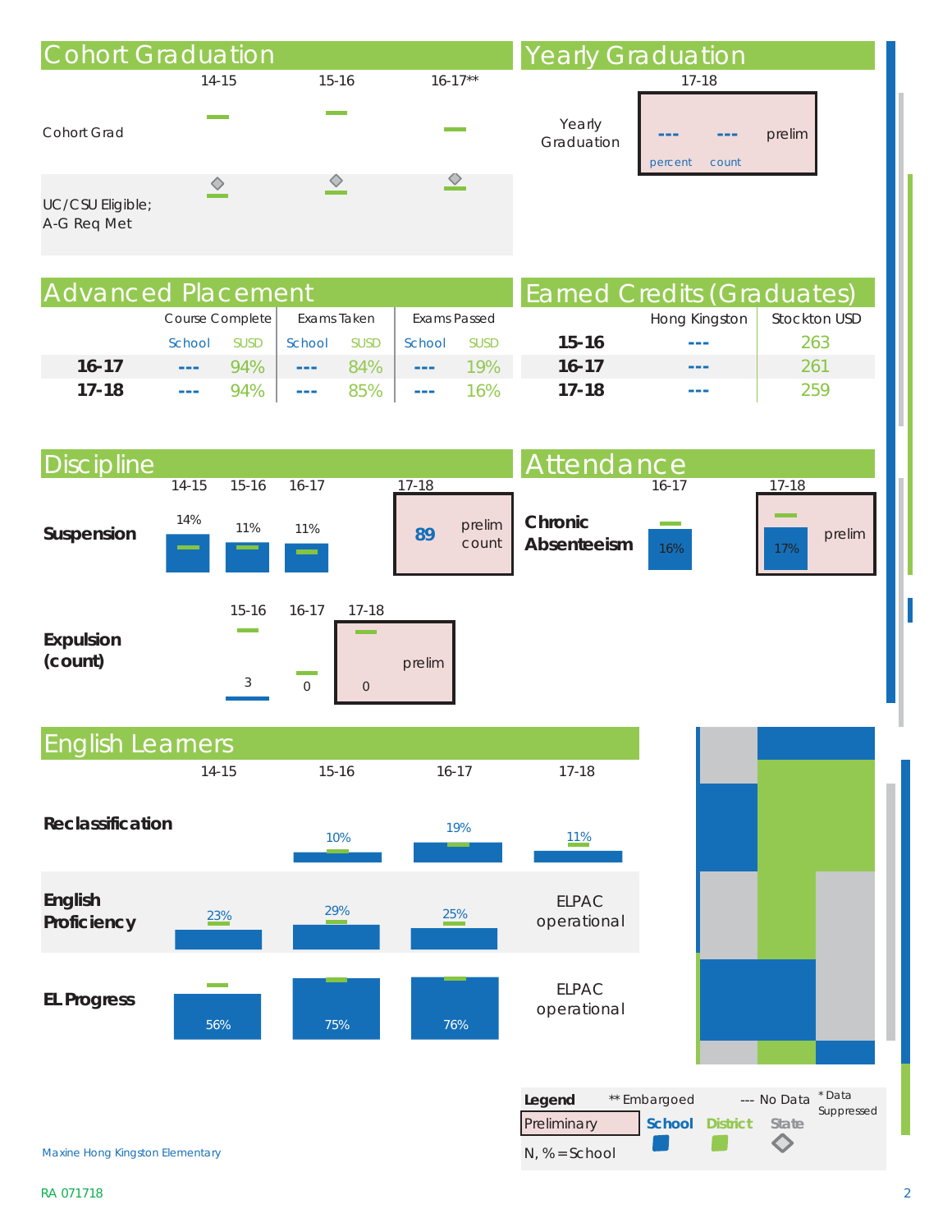## Cohort Graduation

14-15 15-16 16-17**

Cohort Grad

UC/CSU Eligible;
A-G Req Met

## Yearly Graduation

17-18

Yearly Graduation

--- percent --- count prelim

## Advanced Placement

| | Course Complete | | Exams Taken | | Exams Passed | |
|---|---|---|---|---|---|---|
| | School | SUSD | School | SUSD | School | SUSD |
| **16-17** | --- | 94% | --- | 84% | --- | 19% |
| **17-18** | --- | 94% | --- | 85% | --- | 16% |

## Earned Credits (Graduates)

| | Hong Kingston | Stockton USD |
|---|---|---|
| **15-16** | --- | 263 |
| **16-17** | --- | 261 |
| **17-18** | --- | 259 |

## Discipline

**Suspension**

14-15 15-16 16-17 17-18

14% 11% 11%

89 prelim count

**Expulsion (count)**

15-16 16-17 17-18

3 0 0

prelim

## Attendance

**Chronic Absenteeism**

16-17 17-18

16% 17% prelim

## English Learners

14-15 15-16 16-17 17-18

**Reclassification**

10% 19% 11%

**English Proficiency**

23% 29% 25%

ELPAC operational

**EL Progress**

56% 75% 76%

ELPAC operational

**Legend** ** Embargoed --- No Data * Data Suppressed

Preliminary School District State

N, % = School

Maxine Hong Kingston Elementary

RA 071718